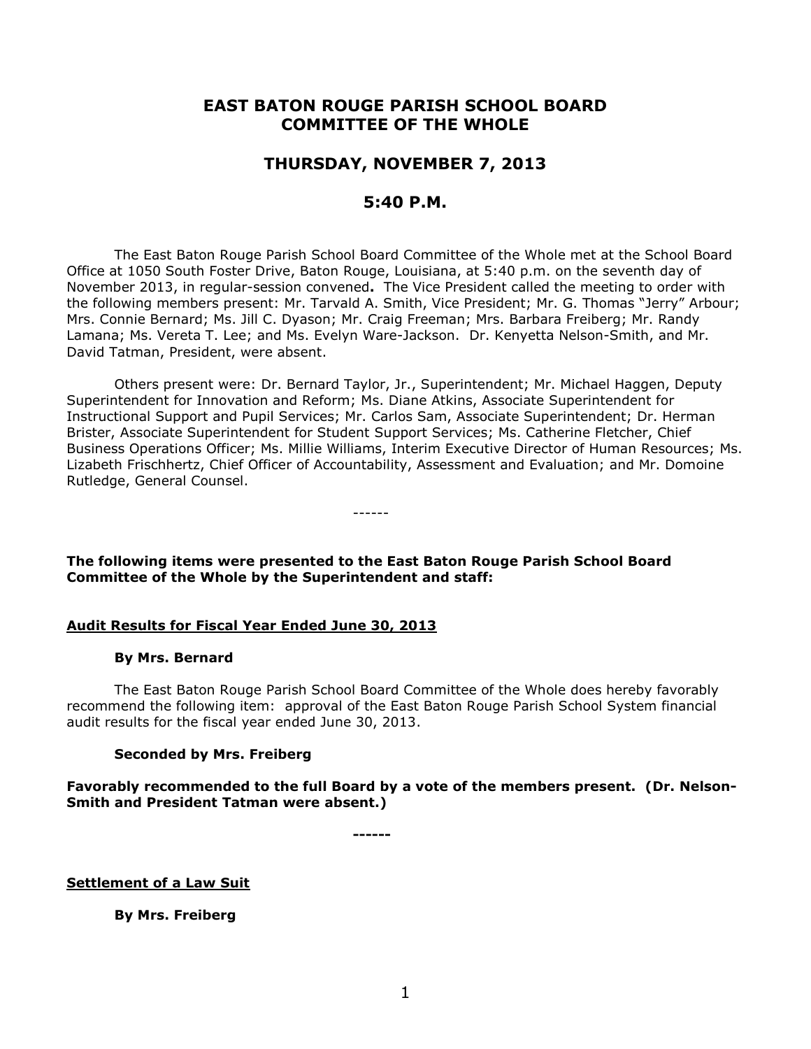# EAST BATON ROUGE PARISH SCHOOL BOARD
# COMMITTEE OF THE WHOLE

## THURSDAY, NOVEMBER 7, 2013

## 5:40 P.M.

The East Baton Rouge Parish School Board Committee of the Whole met at the School Board Office at 1050 South Foster Drive, Baton Rouge, Louisiana, at 5:40 p.m. on the seventh day of November 2013, in regular-session convened**.** The Vice President called the meeting to order with the following members present: Mr. Tarvald A. Smith, Vice President; Mr. G. Thomas "Jerry" Arbour; Mrs. Connie Bernard; Ms. Jill C. Dyason; Mr. Craig Freeman; Mrs. Barbara Freiberg; Mr. Randy Lamana; Ms. Vereta T. Lee; and Ms. Evelyn Ware-Jackson. Dr. Kenyetta Nelson-Smith, and Mr. David Tatman, President, were absent.

Others present were: Dr. Bernard Taylor, Jr., Superintendent; Mr. Michael Haggen, Deputy Superintendent for Innovation and Reform; Ms. Diane Atkins, Associate Superintendent for Instructional Support and Pupil Services; Mr. Carlos Sam, Associate Superintendent; Dr. Herman Brister, Associate Superintendent for Student Support Services; Ms. Catherine Fletcher, Chief Business Operations Officer; Ms. Millie Williams, Interim Executive Director of Human Resources; Ms. Lizabeth Frischhertz, Chief Officer of Accountability, Assessment and Evaluation; and Mr. Domoine Rutledge, General Counsel.

------

**The following items were presented to the East Baton Rouge Parish School Board Committee of the Whole by the Superintendent and staff:**

**Audit Results for Fiscal Year Ended June 30, 2013**

**By Mrs. Bernard**

The East Baton Rouge Parish School Board Committee of the Whole does hereby favorably recommend the following item: approval of the East Baton Rouge Parish School System financial audit results for the fiscal year ended June 30, 2013.

**Seconded by Mrs. Freiberg**

**Favorably recommended to the full Board by a vote of the members present. (Dr. Nelson-Smith and President Tatman were absent.)**

**------**

**Settlement of a Law Suit**

**By Mrs. Freiberg**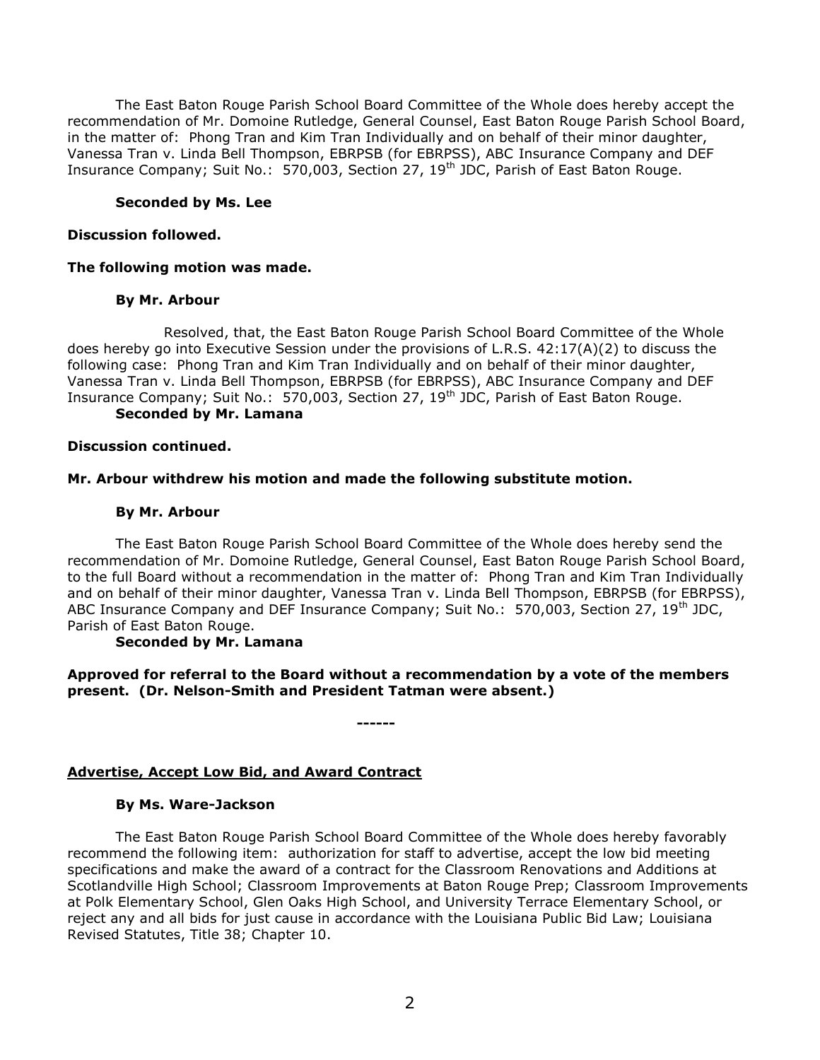The East Baton Rouge Parish School Board Committee of the Whole does hereby accept the recommendation of Mr. Domoine Rutledge, General Counsel, East Baton Rouge Parish School Board, in the matter of: Phong Tran and Kim Tran Individually and on behalf of their minor daughter, Vanessa Tran v. Linda Bell Thompson, EBRPSB (for EBRPSS), ABC Insurance Company and DEF Insurance Company; Suit No.: 570,003, Section 27, 19th JDC, Parish of East Baton Rouge.

**Seconded by Ms. Lee**

**Discussion followed.**

**The following motion was made.**

**By Mr. Arbour**

Resolved, that, the East Baton Rouge Parish School Board Committee of the Whole does hereby go into Executive Session under the provisions of L.R.S. 42:17(A)(2) to discuss the following case: Phong Tran and Kim Tran Individually and on behalf of their minor daughter, Vanessa Tran v. Linda Bell Thompson, EBRPSB (for EBRPSS), ABC Insurance Company and DEF Insurance Company; Suit No.: 570,003, Section 27, 19th JDC, Parish of East Baton Rouge.

**Seconded by Mr. Lamana**

**Discussion continued.**

**Mr. Arbour withdrew his motion and made the following substitute motion.**

**By Mr. Arbour**

The East Baton Rouge Parish School Board Committee of the Whole does hereby send the recommendation of Mr. Domoine Rutledge, General Counsel, East Baton Rouge Parish School Board, to the full Board without a recommendation in the matter of: Phong Tran and Kim Tran Individually and on behalf of their minor daughter, Vanessa Tran v. Linda Bell Thompson, EBRPSB (for EBRPSS), ABC Insurance Company and DEF Insurance Company; Suit No.: 570,003, Section 27, 19th JDC, Parish of East Baton Rouge.

**Seconded by Mr. Lamana**

**Approved for referral to the Board without a recommendation by a vote of the members present. (Dr. Nelson-Smith and President Tatman were absent.)**

------

**Advertise, Accept Low Bid, and Award Contract**

**By Ms. Ware-Jackson**

The East Baton Rouge Parish School Board Committee of the Whole does hereby favorably recommend the following item: authorization for staff to advertise, accept the low bid meeting specifications and make the award of a contract for the Classroom Renovations and Additions at Scotlandville High School; Classroom Improvements at Baton Rouge Prep; Classroom Improvements at Polk Elementary School, Glen Oaks High School, and University Terrace Elementary School, or reject any and all bids for just cause in accordance with the Louisiana Public Bid Law; Louisiana Revised Statutes, Title 38; Chapter 10.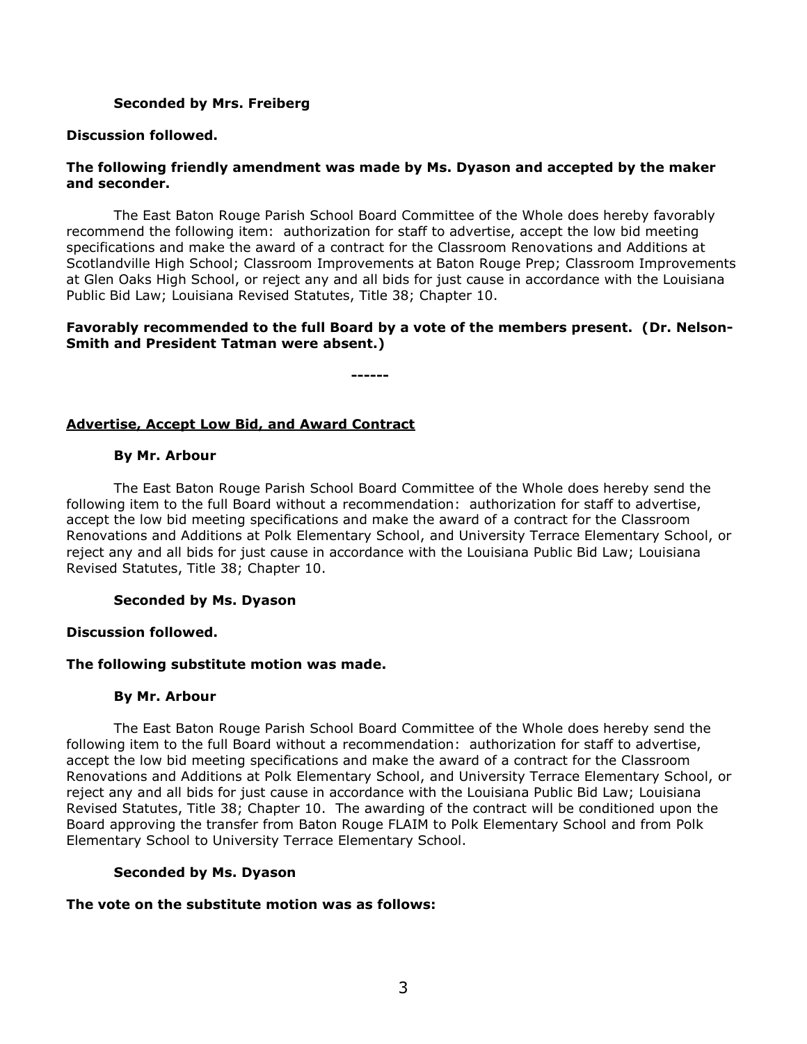**Seconded by Mrs. Freiberg**

**Discussion followed.**

**The following friendly amendment was made by Ms. Dyason and accepted by the maker and seconder.**

The East Baton Rouge Parish School Board Committee of the Whole does hereby favorably recommend the following item: authorization for staff to advertise, accept the low bid meeting specifications and make the award of a contract for the Classroom Renovations and Additions at Scotlandville High School; Classroom Improvements at Baton Rouge Prep; Classroom Improvements at Glen Oaks High School, or reject any and all bids for just cause in accordance with the Louisiana Public Bid Law; Louisiana Revised Statutes, Title 38; Chapter 10.

**Favorably recommended to the full Board by a vote of the members present. (Dr. Nelson-Smith and President Tatman were absent.)**

**------**

__**Advertise, Accept Low Bid, and Award Contract**__

**By Mr. Arbour**

The East Baton Rouge Parish School Board Committee of the Whole does hereby send the following item to the full Board without a recommendation: authorization for staff to advertise, accept the low bid meeting specifications and make the award of a contract for the Classroom Renovations and Additions at Polk Elementary School, and University Terrace Elementary School, or reject any and all bids for just cause in accordance with the Louisiana Public Bid Law; Louisiana Revised Statutes, Title 38; Chapter 10.

**Seconded by Ms. Dyason**

**Discussion followed.**

**The following substitute motion was made.**

**By Mr. Arbour**

The East Baton Rouge Parish School Board Committee of the Whole does hereby send the following item to the full Board without a recommendation: authorization for staff to advertise, accept the low bid meeting specifications and make the award of a contract for the Classroom Renovations and Additions at Polk Elementary School, and University Terrace Elementary School, or reject any and all bids for just cause in accordance with the Louisiana Public Bid Law; Louisiana Revised Statutes, Title 38; Chapter 10. The awarding of the contract will be conditioned upon the Board approving the transfer from Baton Rouge FLAIM to Polk Elementary School and from Polk Elementary School to University Terrace Elementary School.

**Seconded by Ms. Dyason**

**The vote on the substitute motion was as follows:**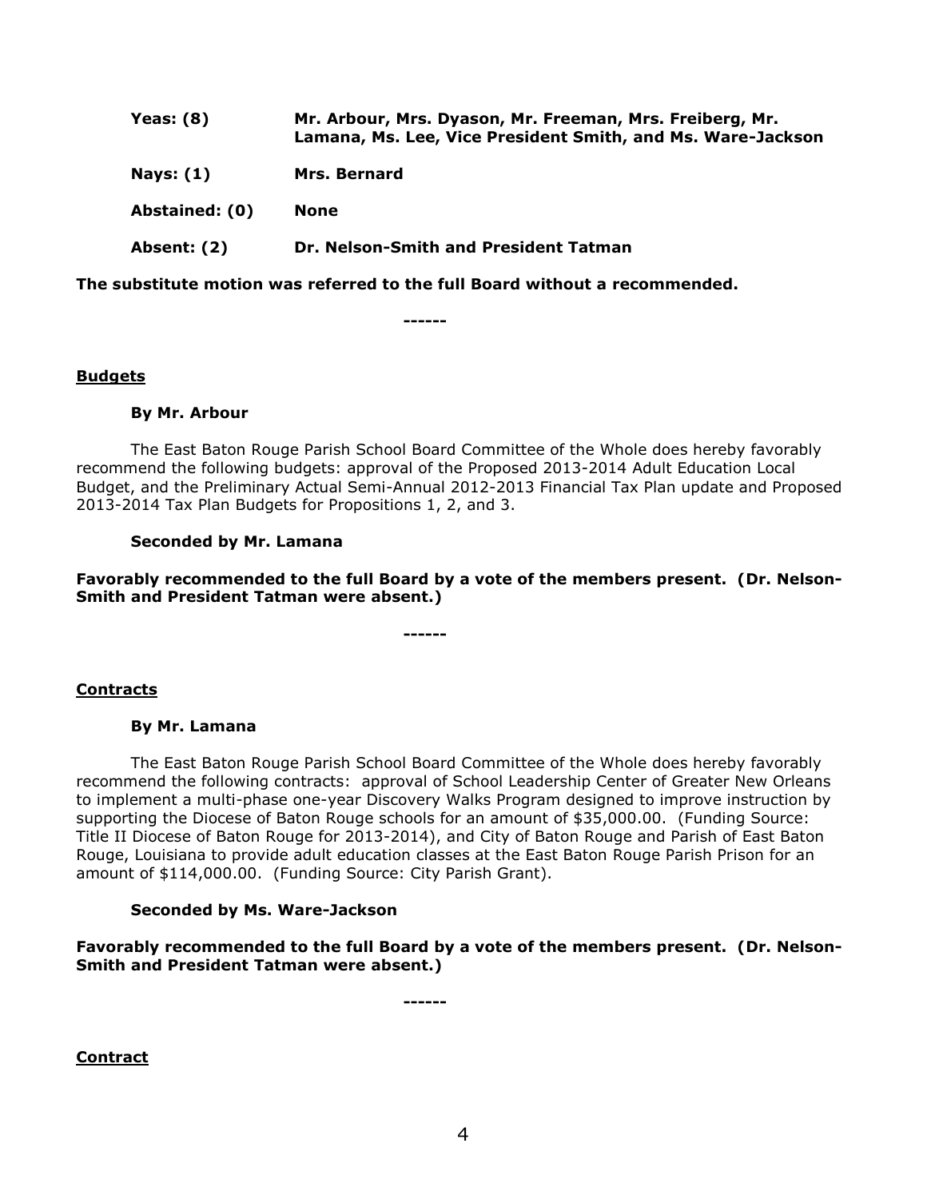| | |
|---|---|
| **Yeas: (8)** | **Mr. Arbour, Mrs. Dyason, Mr. Freeman, Mrs. Freiberg, Mr. Lamana, Ms. Lee, Vice President Smith, and Ms. Ware-Jackson** |
| **Nays: (1)** | **Mrs. Bernard** |
| **Abstained: (0)** | **None** |
| **Absent: (2)** | **Dr. Nelson-Smith and President Tatman** |

**The substitute motion was referred to the full Board without a recommended.**

**------**

**Budgets**

**By Mr. Arbour**

The East Baton Rouge Parish School Board Committee of the Whole does hereby favorably recommend the following budgets: approval of the Proposed 2013-2014 Adult Education Local Budget, and the Preliminary Actual Semi-Annual 2012-2013 Financial Tax Plan update and Proposed 2013-2014 Tax Plan Budgets for Propositions 1, 2, and 3.

**Seconded by Mr. Lamana**

**Favorably recommended to the full Board by a vote of the members present. (Dr. Nelson-Smith and President Tatman were absent.)**

**------**

**Contracts**

**By Mr. Lamana**

The East Baton Rouge Parish School Board Committee of the Whole does hereby favorably recommend the following contracts: approval of School Leadership Center of Greater New Orleans to implement a multi-phase one-year Discovery Walks Program designed to improve instruction by supporting the Diocese of Baton Rouge schools for an amount of $35,000.00. (Funding Source: Title II Diocese of Baton Rouge for 2013-2014), and City of Baton Rouge and Parish of East Baton Rouge, Louisiana to provide adult education classes at the East Baton Rouge Parish Prison for an amount of $114,000.00. (Funding Source: City Parish Grant).

**Seconded by Ms. Ware-Jackson**

**Favorably recommended to the full Board by a vote of the members present. (Dr. Nelson-Smith and President Tatman were absent.)**

**------**

**Contract**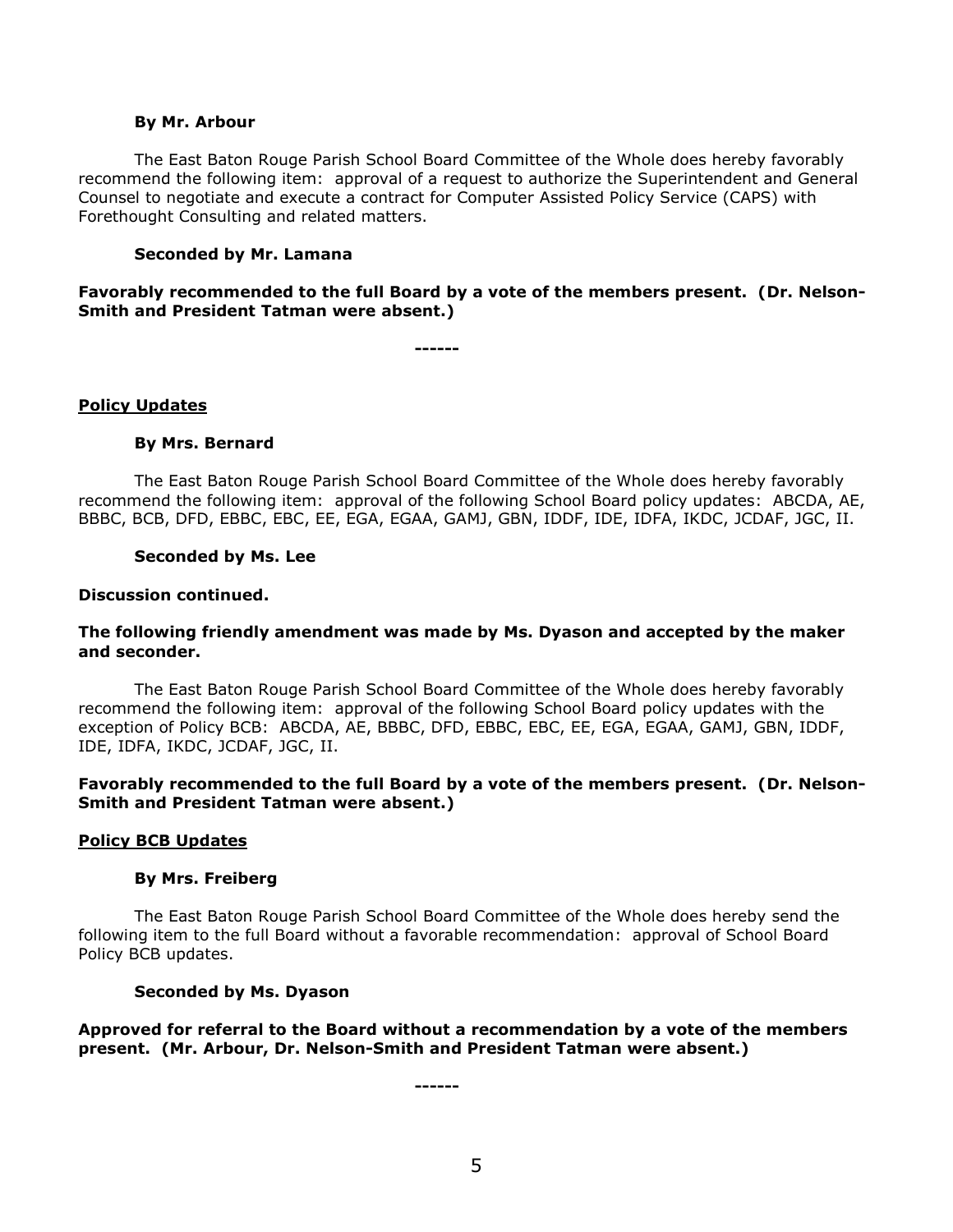**By Mr. Arbour**

The East Baton Rouge Parish School Board Committee of the Whole does hereby favorably recommend the following item: approval of a request to authorize the Superintendent and General Counsel to negotiate and execute a contract for Computer Assisted Policy Service (CAPS) with Forethought Consulting and related matters.

**Seconded by Mr. Lamana**

**Favorably recommended to the full Board by a vote of the members present. (Dr. Nelson-Smith and President Tatman were absent.)**

**------**

**Policy Updates**

**By Mrs. Bernard**

The East Baton Rouge Parish School Board Committee of the Whole does hereby favorably recommend the following item: approval of the following School Board policy updates: ABCDA, AE, BBBC, BCB, DFD, EBBC, EBC, EE, EGA, EGAA, GAMJ, GBN, IDDF, IDE, IDFA, IKDC, JCDAF, JGC, II.

**Seconded by Ms. Lee**

**Discussion continued.**

**The following friendly amendment was made by Ms. Dyason and accepted by the maker and seconder.**

The East Baton Rouge Parish School Board Committee of the Whole does hereby favorably recommend the following item: approval of the following School Board policy updates with the exception of Policy BCB: ABCDA, AE, BBBC, DFD, EBBC, EBC, EE, EGA, EGAA, GAMJ, GBN, IDDF, IDE, IDFA, IKDC, JCDAF, JGC, II.

**Favorably recommended to the full Board by a vote of the members present. (Dr. Nelson-Smith and President Tatman were absent.)**

**Policy BCB Updates**

**By Mrs. Freiberg**

The East Baton Rouge Parish School Board Committee of the Whole does hereby send the following item to the full Board without a favorable recommendation: approval of School Board Policy BCB updates.

**Seconded by Ms. Dyason**

**Approved for referral to the Board without a recommendation by a vote of the members present. (Mr. Arbour, Dr. Nelson-Smith and President Tatman were absent.)**

**------**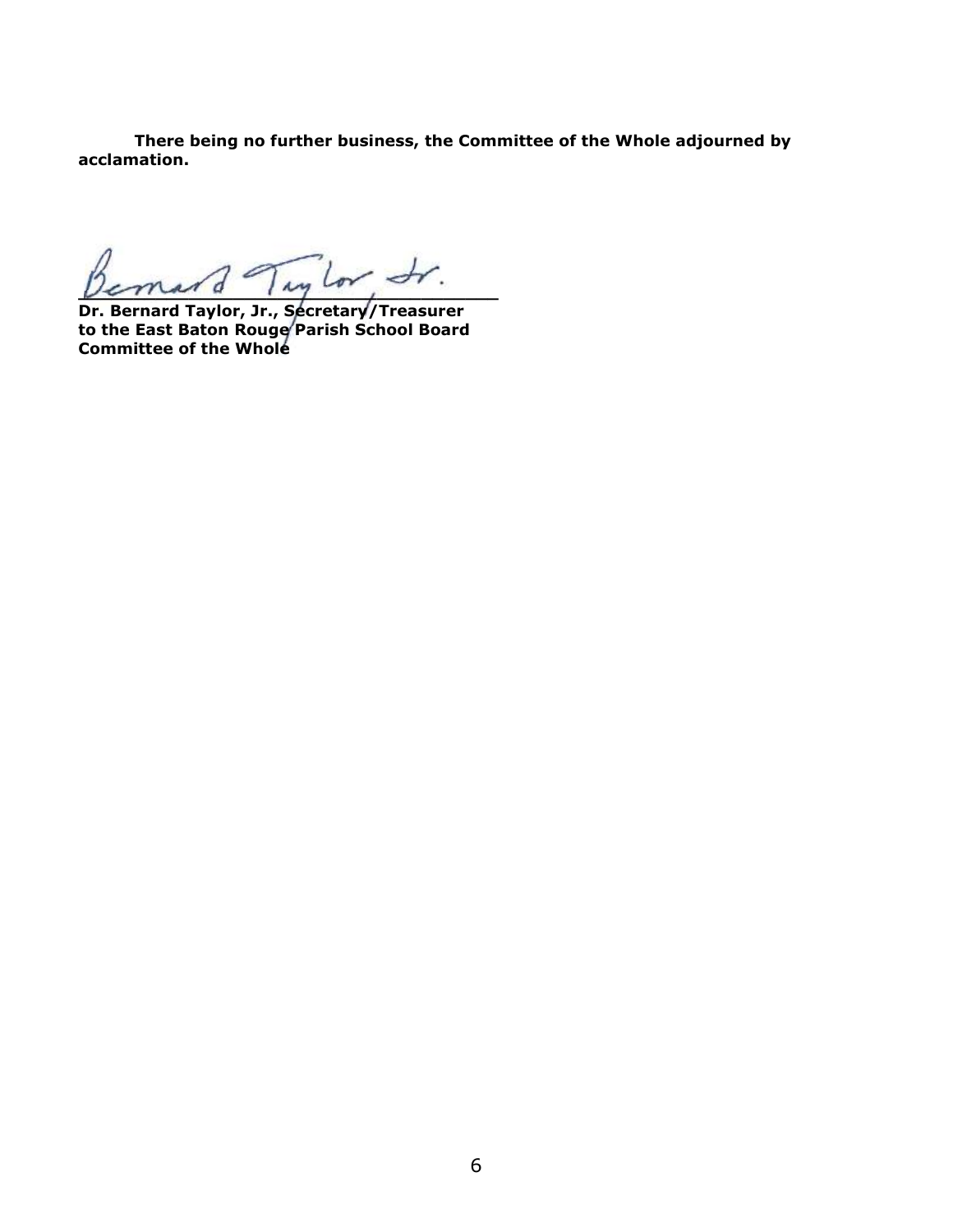**There being no further business, the Committee of the Whole adjourned by acclamation.**

**Dr. Bernard Taylor, Jr., Secretary/Treasurer**
**to the East Baton Rouge Parish School Board**
**Committee of the Whole**